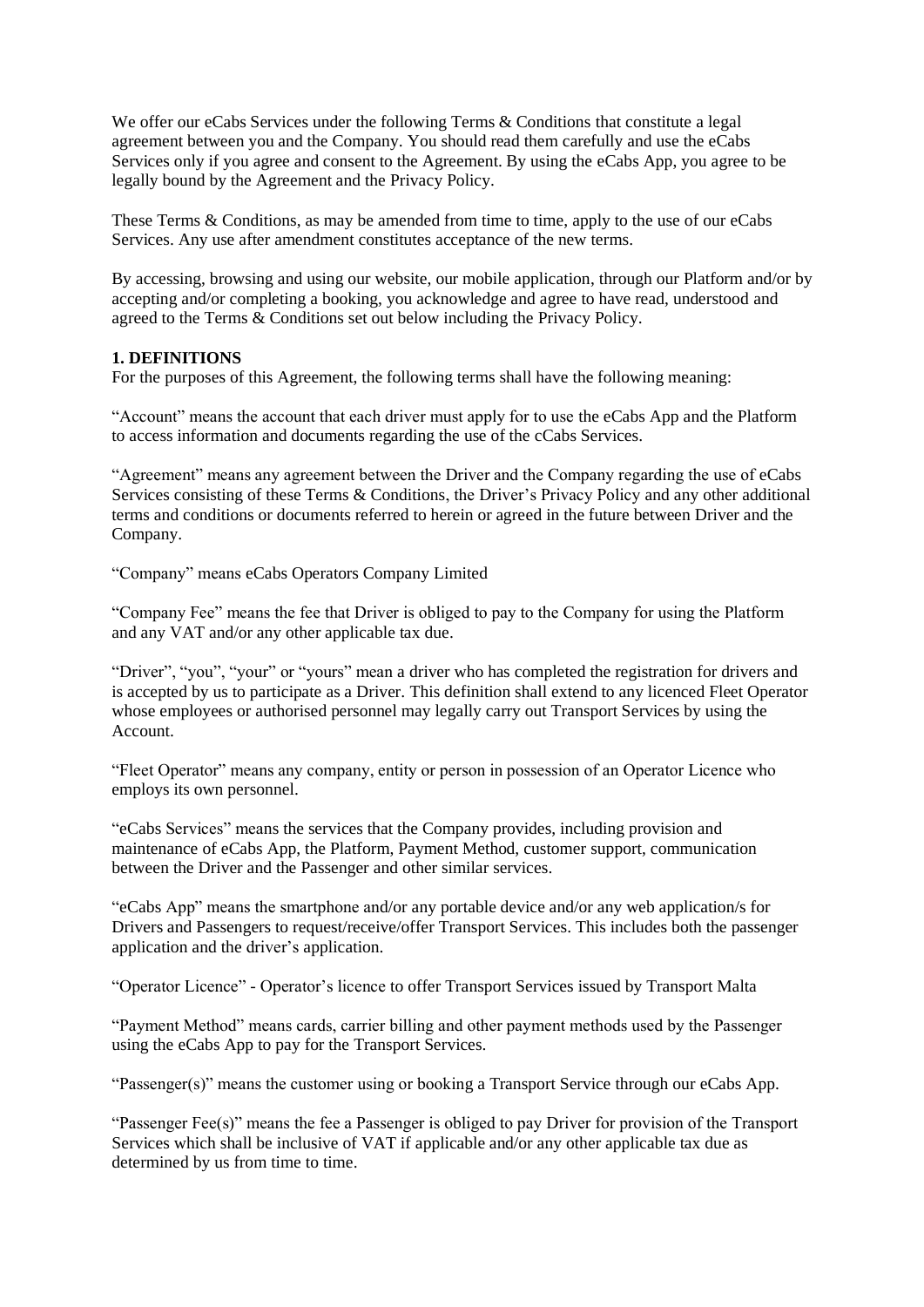We offer our eCabs Services under the following Terms & Conditions that constitute a legal agreement between you and the Company. You should read them carefully and use the eCabs Services only if you agree and consent to the Agreement. By using the eCabs App, you agree to be legally bound by the Agreement and the Privacy Policy.

These Terms & Conditions, as may be amended from time to time, apply to the use of our eCabs Services. Any use after amendment constitutes acceptance of the new terms.

By accessing, browsing and using our website, our mobile application, through our Platform and/or by accepting and/or completing a booking, you acknowledge and agree to have read, understood and agreed to the Terms & Conditions set out below including the Privacy Policy.

**1. DEFINITIONS**

For the purposes of this Agreement, the following terms shall have the following meaning:

"Account" means the account that each driver must apply for to use the eCabs App and the Platform to access information and documents regarding the use of the cCabs Services.

"Agreement" means any agreement between the Driver and the Company regarding the use of eCabs Services consisting of these Terms & Conditions, the Driver's Privacy Policy and any other additional terms and conditions or documents referred to herein or agreed in the future between Driver and the Company.

"Company" means eCabs Operators Company Limited

"Company Fee" means the fee that Driver is obliged to pay to the Company for using the Platform and any VAT and/or any other applicable tax due.

"Driver", "you", "your" or "yours" mean a driver who has completed the registration for drivers and is accepted by us to participate as a Driver. This definition shall extend to any licenced Fleet Operator whose employees or authorised personnel may legally carry out Transport Services by using the Account.

"Fleet Operator" means any company, entity or person in possession of an Operator Licence who employs its own personnel.

"eCabs Services" means the services that the Company provides, including provision and maintenance of eCabs App, the Platform, Payment Method, customer support, communication between the Driver and the Passenger and other similar services.

"eCabs App" means the smartphone and/or any portable device and/or any web application/s for Drivers and Passengers to request/receive/offer Transport Services. This includes both the passenger application and the driver's application.

"Operator Licence" - Operator's licence to offer Transport Services issued by Transport Malta

"Payment Method" means cards, carrier billing and other payment methods used by the Passenger using the eCabs App to pay for the Transport Services.

"Passenger(s)" means the customer using or booking a Transport Service through our eCabs App.

"Passenger Fee(s)" means the fee a Passenger is obliged to pay Driver for provision of the Transport Services which shall be inclusive of VAT if applicable and/or any other applicable tax due as determined by us from time to time.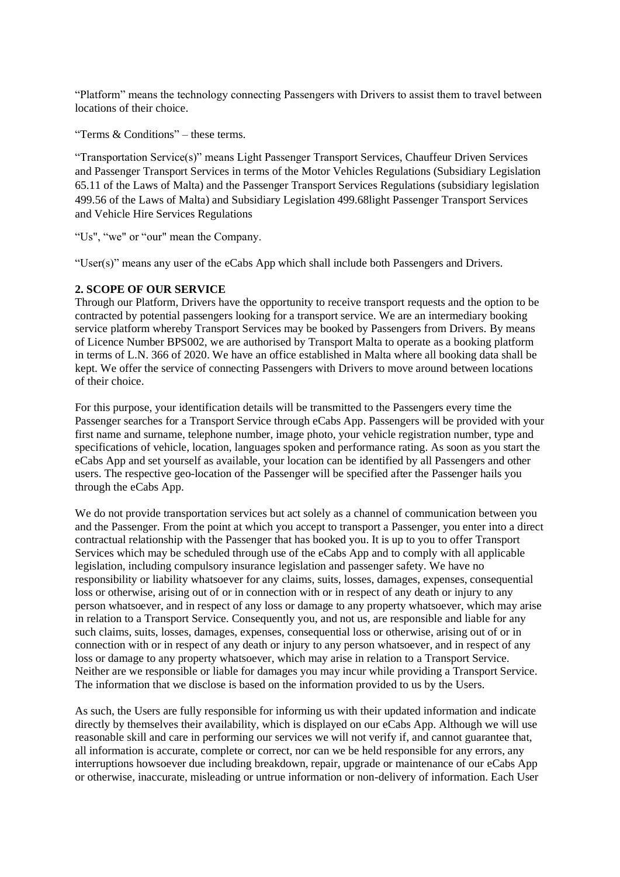"Platform" means the technology connecting Passengers with Drivers to assist them to travel between locations of their choice.

"Terms & Conditions" – these terms.

"Transportation Service(s)" means Light Passenger Transport Services, Chauffeur Driven Services and Passenger Transport Services in terms of the Motor Vehicles Regulations (Subsidiary Legislation 65.11 of the Laws of Malta) and the Passenger Transport Services Regulations (subsidiary legislation 499.56 of the Laws of Malta) and Subsidiary Legislation 499.68light Passenger Transport Services and Vehicle Hire Services Regulations

"Us", "we" or "our" mean the Company.

"User(s)" means any user of the eCabs App which shall include both Passengers and Drivers.

**2. SCOPE OF OUR SERVICE**

Through our Platform, Drivers have the opportunity to receive transport requests and the option to be contracted by potential passengers looking for a transport service. We are an intermediary booking service platform whereby Transport Services may be booked by Passengers from Drivers. By means of Licence Number BPS002, we are authorised by Transport Malta to operate as a booking platform in terms of L.N. 366 of 2020. We have an office established in Malta where all booking data shall be kept. We offer the service of connecting Passengers with Drivers to move around between locations of their choice.

For this purpose, your identification details will be transmitted to the Passengers every time the Passenger searches for a Transport Service through eCabs App. Passengers will be provided with your first name and surname, telephone number, image photo, your vehicle registration number, type and specifications of vehicle, location, languages spoken and performance rating. As soon as you start the eCabs App and set yourself as available, your location can be identified by all Passengers and other users. The respective geo-location of the Passenger will be specified after the Passenger hails you through the eCabs App.

We do not provide transportation services but act solely as a channel of communication between you and the Passenger. From the point at which you accept to transport a Passenger, you enter into a direct contractual relationship with the Passenger that has booked you. It is up to you to offer Transport Services which may be scheduled through use of the eCabs App and to comply with all applicable legislation, including compulsory insurance legislation and passenger safety. We have no responsibility or liability whatsoever for any claims, suits, losses, damages, expenses, consequential loss or otherwise, arising out of or in connection with or in respect of any death or injury to any person whatsoever, and in respect of any loss or damage to any property whatsoever, which may arise in relation to a Transport Service. Consequently you, and not us, are responsible and liable for any such claims, suits, losses, damages, expenses, consequential loss or otherwise, arising out of or in connection with or in respect of any death or injury to any person whatsoever, and in respect of any loss or damage to any property whatsoever, which may arise in relation to a Transport Service. Neither are we responsible or liable for damages you may incur while providing a Transport Service. The information that we disclose is based on the information provided to us by the Users.

As such, the Users are fully responsible for informing us with their updated information and indicate directly by themselves their availability, which is displayed on our eCabs App. Although we will use reasonable skill and care in performing our services we will not verify if, and cannot guarantee that, all information is accurate, complete or correct, nor can we be held responsible for any errors, any interruptions howsoever due including breakdown, repair, upgrade or maintenance of our eCabs App or otherwise, inaccurate, misleading or untrue information or non-delivery of information. Each User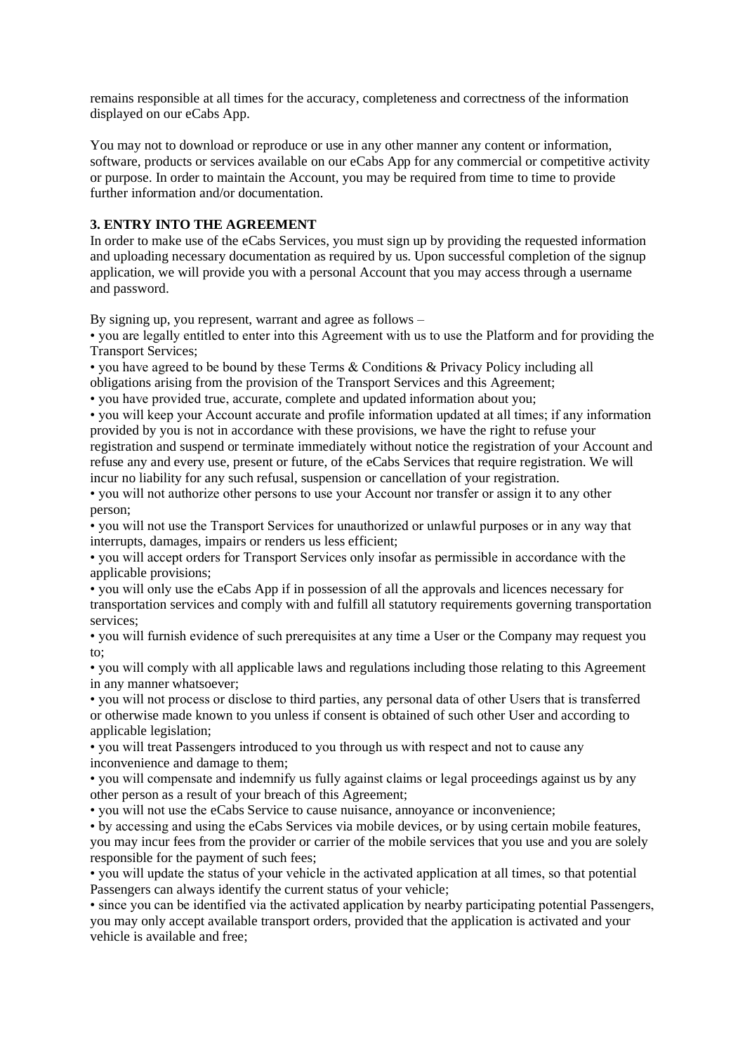remains responsible at all times for the accuracy, completeness and correctness of the information displayed on our eCabs App.

You may not to download or reproduce or use in any other manner any content or information, software, products or services available on our eCabs App for any commercial or competitive activity or purpose. In order to maintain the Account, you may be required from time to time to provide further information and/or documentation.

**3. ENTRY INTO THE AGREEMENT**

In order to make use of the eCabs Services, you must sign up by providing the requested information and uploading necessary documentation as required by us. Upon successful completion of the signup application, we will provide you with a personal Account that you may access through a username and password.

By signing up, you represent, warrant and agree as follows –

- you are legally entitled to enter into this Agreement with us to use the Platform and for providing the Transport Services;
- you have agreed to be bound by these Terms & Conditions & Privacy Policy including all obligations arising from the provision of the Transport Services and this Agreement;
- you have provided true, accurate, complete and updated information about you;
- you will keep your Account accurate and profile information updated at all times; if any information provided by you is not in accordance with these provisions, we have the right to refuse your registration and suspend or terminate immediately without notice the registration of your Account and refuse any and every use, present or future, of the eCabs Services that require registration. We will incur no liability for any such refusal, suspension or cancellation of your registration.
- you will not authorize other persons to use your Account nor transfer or assign it to any other person;
- you will not use the Transport Services for unauthorized or unlawful purposes or in any way that interrupts, damages, impairs or renders us less efficient;
- you will accept orders for Transport Services only insofar as permissible in accordance with the applicable provisions;
- you will only use the eCabs App if in possession of all the approvals and licences necessary for transportation services and comply with and fulfill all statutory requirements governing transportation services;
- you will furnish evidence of such prerequisites at any time a User or the Company may request you to;
- you will comply with all applicable laws and regulations including those relating to this Agreement in any manner whatsoever;
- you will not process or disclose to third parties, any personal data of other Users that is transferred or otherwise made known to you unless if consent is obtained of such other User and according to applicable legislation;
- you will treat Passengers introduced to you through us with respect and not to cause any inconvenience and damage to them;
- you will compensate and indemnify us fully against claims or legal proceedings against us by any other person as a result of your breach of this Agreement;
- you will not use the eCabs Service to cause nuisance, annoyance or inconvenience;
- by accessing and using the eCabs Services via mobile devices, or by using certain mobile features, you may incur fees from the provider or carrier of the mobile services that you use and you are solely responsible for the payment of such fees;
- you will update the status of your vehicle in the activated application at all times, so that potential Passengers can always identify the current status of your vehicle;
- since you can be identified via the activated application by nearby participating potential Passengers, you may only accept available transport orders, provided that the application is activated and your vehicle is available and free;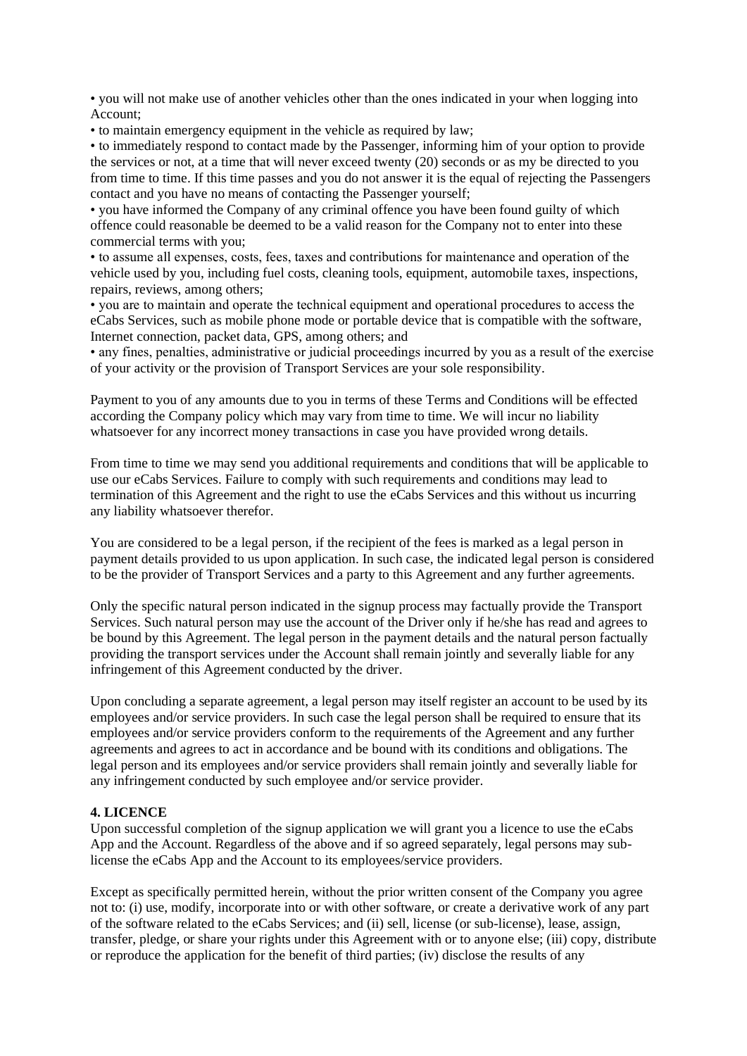- you will not make use of another vehicles other than the ones indicated in your when logging into Account;
- to maintain emergency equipment in the vehicle as required by law;
- to immediately respond to contact made by the Passenger, informing him of your option to provide the services or not, at a time that will never exceed twenty (20) seconds or as my be directed to you from time to time. If this time passes and you do not answer it is the equal of rejecting the Passengers contact and you have no means of contacting the Passenger yourself;
- you have informed the Company of any criminal offence you have been found guilty of which offence could reasonable be deemed to be a valid reason for the Company not to enter into these commercial terms with you;
- to assume all expenses, costs, fees, taxes and contributions for maintenance and operation of the vehicle used by you, including fuel costs, cleaning tools, equipment, automobile taxes, inspections, repairs, reviews, among others;
- you are to maintain and operate the technical equipment and operational procedures to access the eCabs Services, such as mobile phone mode or portable device that is compatible with the software, Internet connection, packet data, GPS, among others; and
- any fines, penalties, administrative or judicial proceedings incurred by you as a result of the exercise of your activity or the provision of Transport Services are your sole responsibility.

Payment to you of any amounts due to you in terms of these Terms and Conditions will be effected according the Company policy which may vary from time to time. We will incur no liability whatsoever for any incorrect money transactions in case you have provided wrong details.

From time to time we may send you additional requirements and conditions that will be applicable to use our eCabs Services. Failure to comply with such requirements and conditions may lead to termination of this Agreement and the right to use the eCabs Services and this without us incurring any liability whatsoever therefor.

You are considered to be a legal person, if the recipient of the fees is marked as a legal person in payment details provided to us upon application. In such case, the indicated legal person is considered to be the provider of Transport Services and a party to this Agreement and any further agreements.

Only the specific natural person indicated in the signup process may factually provide the Transport Services. Such natural person may use the account of the Driver only if he/she has read and agrees to be bound by this Agreement. The legal person in the payment details and the natural person factually providing the transport services under the Account shall remain jointly and severally liable for any infringement of this Agreement conducted by the driver.

Upon concluding a separate agreement, a legal person may itself register an account to be used by its employees and/or service providers. In such case the legal person shall be required to ensure that its employees and/or service providers conform to the requirements of the Agreement and any further agreements and agrees to act in accordance and be bound with its conditions and obligations. The legal person and its employees and/or service providers shall remain jointly and severally liable for any infringement conducted by such employee and/or service provider.

**4. LICENCE**

Upon successful completion of the signup application we will grant you a licence to use the eCabs App and the Account. Regardless of the above and if so agreed separately, legal persons may sub-license the eCabs App and the Account to its employees/service providers.

Except as specifically permitted herein, without the prior written consent of the Company you agree not to: (i) use, modify, incorporate into or with other software, or create a derivative work of any part of the software related to the eCabs Services; and (ii) sell, license (or sub-license), lease, assign, transfer, pledge, or share your rights under this Agreement with or to anyone else; (iii) copy, distribute or reproduce the application for the benefit of third parties; (iv) disclose the results of any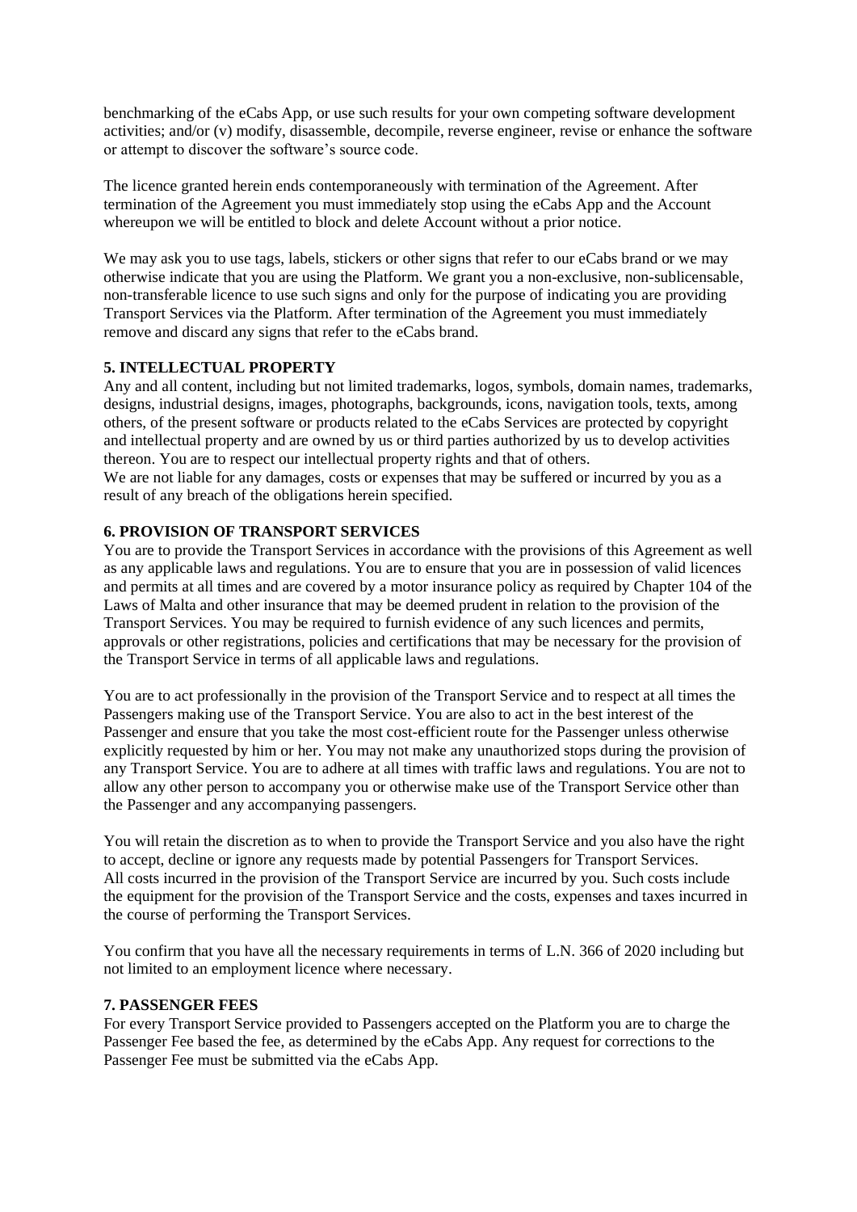benchmarking of the eCabs App, or use such results for your own competing software development activities; and/or (v) modify, disassemble, decompile, reverse engineer, revise or enhance the software or attempt to discover the software's source code.

The licence granted herein ends contemporaneously with termination of the Agreement. After termination of the Agreement you must immediately stop using the eCabs App and the Account whereupon we will be entitled to block and delete Account without a prior notice.

We may ask you to use tags, labels, stickers or other signs that refer to our eCabs brand or we may otherwise indicate that you are using the Platform. We grant you a non-exclusive, non-sublicensable, non-transferable licence to use such signs and only for the purpose of indicating you are providing Transport Services via the Platform. After termination of the Agreement you must immediately remove and discard any signs that refer to the eCabs brand.

**5. INTELLECTUAL PROPERTY**

Any and all content, including but not limited trademarks, logos, symbols, domain names, trademarks, designs, industrial designs, images, photographs, backgrounds, icons, navigation tools, texts, among others, of the present software or products related to the eCabs Services are protected by copyright and intellectual property and are owned by us or third parties authorized by us to develop activities thereon. You are to respect our intellectual property rights and that of others.
We are not liable for any damages, costs or expenses that may be suffered or incurred by you as a result of any breach of the obligations herein specified.

**6. PROVISION OF TRANSPORT SERVICES**

You are to provide the Transport Services in accordance with the provisions of this Agreement as well as any applicable laws and regulations. You are to ensure that you are in possession of valid licences and permits at all times and are covered by a motor insurance policy as required by Chapter 104 of the Laws of Malta and other insurance that may be deemed prudent in relation to the provision of the Transport Services. You may be required to furnish evidence of any such licences and permits, approvals or other registrations, policies and certifications that may be necessary for the provision of the Transport Service in terms of all applicable laws and regulations.

You are to act professionally in the provision of the Transport Service and to respect at all times the Passengers making use of the Transport Service. You are also to act in the best interest of the Passenger and ensure that you take the most cost-efficient route for the Passenger unless otherwise explicitly requested by him or her. You may not make any unauthorized stops during the provision of any Transport Service. You are to adhere at all times with traffic laws and regulations. You are not to allow any other person to accompany you or otherwise make use of the Transport Service other than the Passenger and any accompanying passengers.

You will retain the discretion as to when to provide the Transport Service and you also have the right to accept, decline or ignore any requests made by potential Passengers for Transport Services.
All costs incurred in the provision of the Transport Service are incurred by you. Such costs include the equipment for the provision of the Transport Service and the costs, expenses and taxes incurred in the course of performing the Transport Services.

You confirm that you have all the necessary requirements in terms of L.N. 366 of 2020 including but not limited to an employment licence where necessary.

**7. PASSENGER FEES**

For every Transport Service provided to Passengers accepted on the Platform you are to charge the Passenger Fee based the fee, as determined by the eCabs App. Any request for corrections to the Passenger Fee must be submitted via the eCabs App.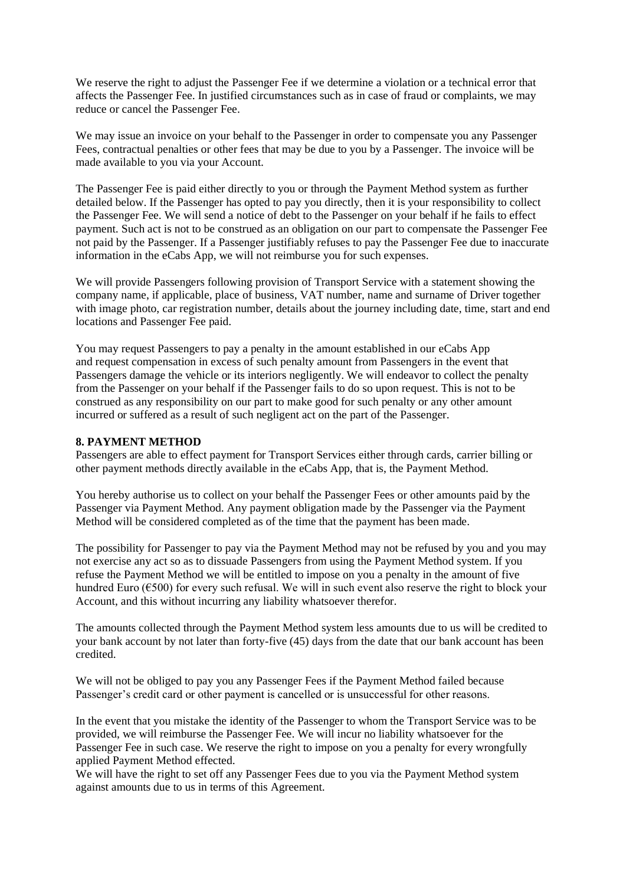We reserve the right to adjust the Passenger Fee if we determine a violation or a technical error that affects the Passenger Fee. In justified circumstances such as in case of fraud or complaints, we may reduce or cancel the Passenger Fee.

We may issue an invoice on your behalf to the Passenger in order to compensate you any Passenger Fees, contractual penalties or other fees that may be due to you by a Passenger. The invoice will be made available to you via your Account.

The Passenger Fee is paid either directly to you or through the Payment Method system as further detailed below. If the Passenger has opted to pay you directly, then it is your responsibility to collect the Passenger Fee. We will send a notice of debt to the Passenger on your behalf if he fails to effect payment. Such act is not to be construed as an obligation on our part to compensate the Passenger Fee not paid by the Passenger. If a Passenger justifiably refuses to pay the Passenger Fee due to inaccurate information in the eCabs App, we will not reimburse you for such expenses.

We will provide Passengers following provision of Transport Service with a statement showing the company name, if applicable, place of business, VAT number, name and surname of Driver together with image photo, car registration number, details about the journey including date, time, start and end locations and Passenger Fee paid.

You may request Passengers to pay a penalty in the amount established in our eCabs App and request compensation in excess of such penalty amount from Passengers in the event that Passengers damage the vehicle or its interiors negligently. We will endeavor to collect the penalty from the Passenger on your behalf if the Passenger fails to do so upon request. This is not to be construed as any responsibility on our part to make good for such penalty or any other amount incurred or suffered as a result of such negligent act on the part of the Passenger.

**8. PAYMENT METHOD**

Passengers are able to effect payment for Transport Services either through cards, carrier billing or other payment methods directly available in the eCabs App, that is, the Payment Method.

You hereby authorise us to collect on your behalf the Passenger Fees or other amounts paid by the Passenger via Payment Method. Any payment obligation made by the Passenger via the Payment Method will be considered completed as of the time that the payment has been made.

The possibility for Passenger to pay via the Payment Method may not be refused by you and you may not exercise any act so as to dissuade Passengers from using the Payment Method system. If you refuse the Payment Method we will be entitled to impose on you a penalty in the amount of five hundred Euro (€500) for every such refusal. We will in such event also reserve the right to block your Account, and this without incurring any liability whatsoever therefor.

The amounts collected through the Payment Method system less amounts due to us will be credited to your bank account by not later than forty-five (45) days from the date that our bank account has been credited.

We will not be obliged to pay you any Passenger Fees if the Payment Method failed because Passenger's credit card or other payment is cancelled or is unsuccessful for other reasons.

In the event that you mistake the identity of the Passenger to whom the Transport Service was to be provided, we will reimburse the Passenger Fee. We will incur no liability whatsoever for the Passenger Fee in such case. We reserve the right to impose on you a penalty for every wrongfully applied Payment Method effected.

We will have the right to set off any Passenger Fees due to you via the Payment Method system against amounts due to us in terms of this Agreement.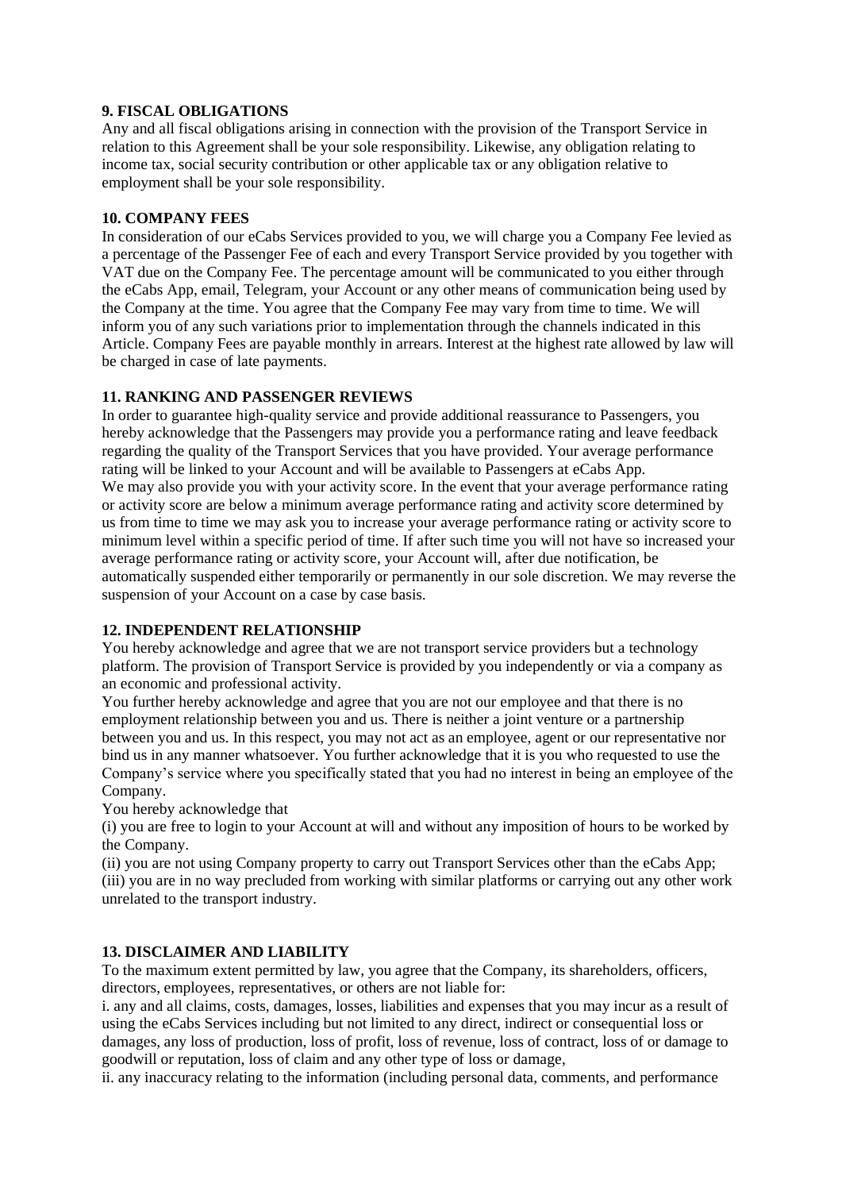**9. FISCAL OBLIGATIONS**

Any and all fiscal obligations arising in connection with the provision of the Transport Service in relation to this Agreement shall be your sole responsibility. Likewise, any obligation relating to income tax, social security contribution or other applicable tax or any obligation relative to employment shall be your sole responsibility.

**10. COMPANY FEES**

In consideration of our eCabs Services provided to you, we will charge you a Company Fee levied as a percentage of the Passenger Fee of each and every Transport Service provided by you together with VAT due on the Company Fee. The percentage amount will be communicated to you either through the eCabs App, email, Telegram, your Account or any other means of communication being used by the Company at the time. You agree that the Company Fee may vary from time to time. We will inform you of any such variations prior to implementation through the channels indicated in this Article. Company Fees are payable monthly in arrears. Interest at the highest rate allowed by law will be charged in case of late payments.

**11. RANKING AND PASSENGER REVIEWS**

In order to guarantee high-quality service and provide additional reassurance to Passengers, you hereby acknowledge that the Passengers may provide you a performance rating and leave feedback regarding the quality of the Transport Services that you have provided. Your average performance rating will be linked to your Account and will be available to Passengers at eCabs App.

We may also provide you with your activity score. In the event that your average performance rating or activity score are below a minimum average performance rating and activity score determined by us from time to time we may ask you to increase your average performance rating or activity score to minimum level within a specific period of time. If after such time you will not have so increased your average performance rating or activity score, your Account will, after due notification, be automatically suspended either temporarily or permanently in our sole discretion. We may reverse the suspension of your Account on a case by case basis.

**12. INDEPENDENT RELATIONSHIP**

You hereby acknowledge and agree that we are not transport service providers but a technology platform. The provision of Transport Service is provided by you independently or via a company as an economic and professional activity.

You further hereby acknowledge and agree that you are not our employee and that there is no employment relationship between you and us. There is neither a joint venture or a partnership between you and us. In this respect, you may not act as an employee, agent or our representative nor bind us in any manner whatsoever. You further acknowledge that it is you who requested to use the Company's service where you specifically stated that you had no interest in being an employee of the Company.

You hereby acknowledge that

(i) you are free to login to your Account at will and without any imposition of hours to be worked by the Company.

(ii) you are not using Company property to carry out Transport Services other than the eCabs App;

(iii) you are in no way precluded from working with similar platforms or carrying out any other work unrelated to the transport industry.

**13. DISCLAIMER AND LIABILITY**

To the maximum extent permitted by law, you agree that the Company, its shareholders, officers, directors, employees, representatives, or others are not liable for:

i. any and all claims, costs, damages, losses, liabilities and expenses that you may incur as a result of using the eCabs Services including but not limited to any direct, indirect or consequential loss or damages, any loss of production, loss of profit, loss of revenue, loss of contract, loss of or damage to goodwill or reputation, loss of claim and any other type of loss or damage,

ii. any inaccuracy relating to the information (including personal data, comments, and performance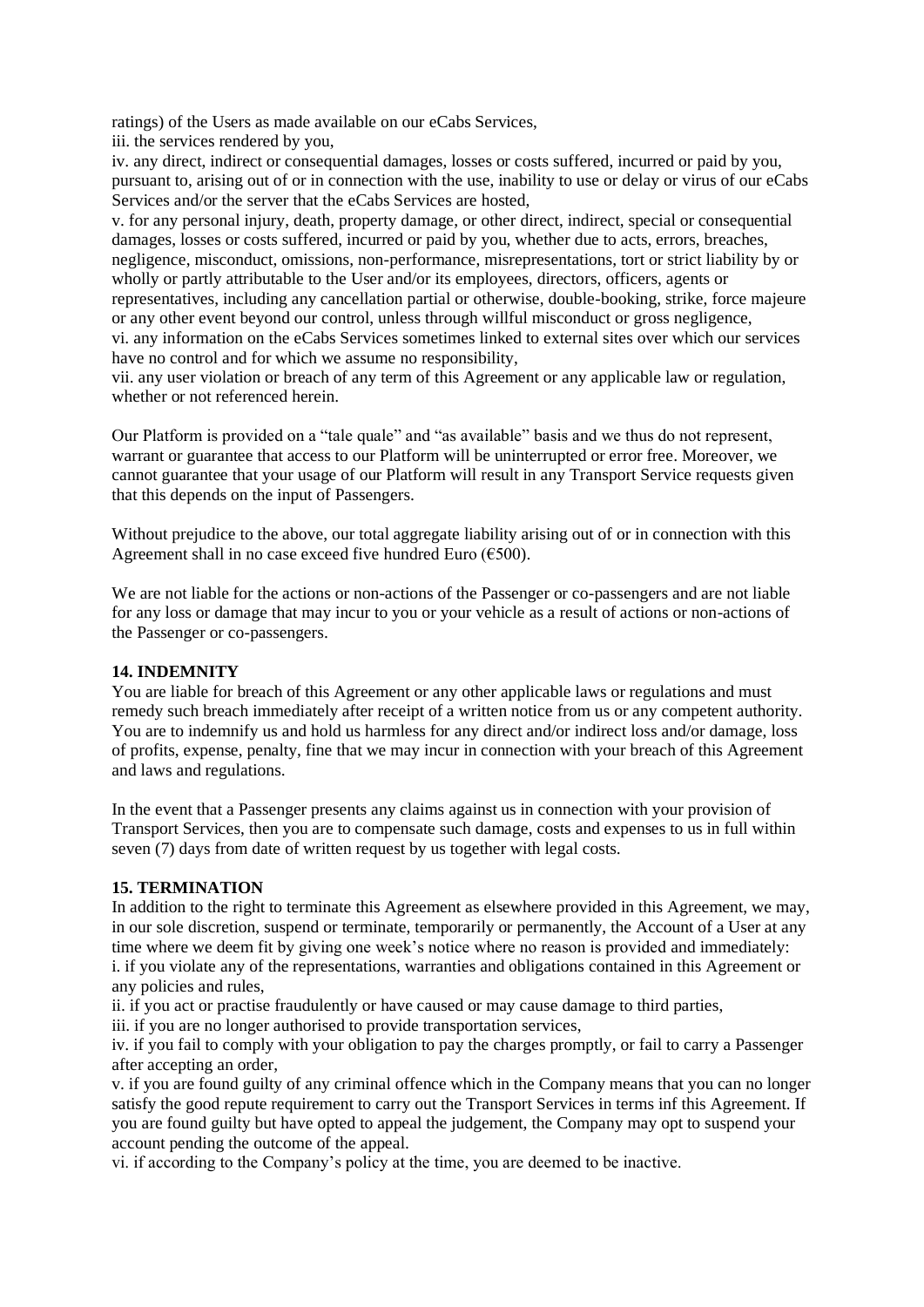ratings) of the Users as made available on our eCabs Services,
iii. the services rendered by you,
iv. any direct, indirect or consequential damages, losses or costs suffered, incurred or paid by you, pursuant to, arising out of or in connection with the use, inability to use or delay or virus of our eCabs Services and/or the server that the eCabs Services are hosted,
v. for any personal injury, death, property damage, or other direct, indirect, special or consequential damages, losses or costs suffered, incurred or paid by you, whether due to acts, errors, breaches, negligence, misconduct, omissions, non-performance, misrepresentations, tort or strict liability by or wholly or partly attributable to the User and/or its employees, directors, officers, agents or representatives, including any cancellation partial or otherwise, double-booking, strike, force majeure or any other event beyond our control, unless through willful misconduct or gross negligence,
vi. any information on the eCabs Services sometimes linked to external sites over which our services have no control and for which we assume no responsibility,
vii. any user violation or breach of any term of this Agreement or any applicable law or regulation, whether or not referenced herein.

Our Platform is provided on a "tale quale" and "as available" basis and we thus do not represent, warrant or guarantee that access to our Platform will be uninterrupted or error free. Moreover, we cannot guarantee that your usage of our Platform will result in any Transport Service requests given that this depends on the input of Passengers.

Without prejudice to the above, our total aggregate liability arising out of or in connection with this Agreement shall in no case exceed five hundred Euro (€500).

We are not liable for the actions or non-actions of the Passenger or co-passengers and are not liable for any loss or damage that may incur to you or your vehicle as a result of actions or non-actions of the Passenger or co-passengers.

**14. INDEMNITY**

You are liable for breach of this Agreement or any other applicable laws or regulations and must remedy such breach immediately after receipt of a written notice from us or any competent authority. You are to indemnify us and hold us harmless for any direct and/or indirect loss and/or damage, loss of profits, expense, penalty, fine that we may incur in connection with your breach of this Agreement and laws and regulations.

In the event that a Passenger presents any claims against us in connection with your provision of Transport Services, then you are to compensate such damage, costs and expenses to us in full within seven (7) days from date of written request by us together with legal costs.

**15. TERMINATION**

In addition to the right to terminate this Agreement as elsewhere provided in this Agreement, we may, in our sole discretion, suspend or terminate, temporarily or permanently, the Account of a User at any time where we deem fit by giving one week's notice where no reason is provided and immediately:
i. if you violate any of the representations, warranties and obligations contained in this Agreement or any policies and rules,
ii. if you act or practise fraudulently or have caused or may cause damage to third parties,
iii. if you are no longer authorised to provide transportation services,
iv. if you fail to comply with your obligation to pay the charges promptly, or fail to carry a Passenger after accepting an order,
v. if you are found guilty of any criminal offence which in the Company means that you can no longer satisfy the good repute requirement to carry out the Transport Services in terms inf this Agreement. If you are found guilty but have opted to appeal the judgement, the Company may opt to suspend your account pending the outcome of the appeal.
vi. if according to the Company's policy at the time, you are deemed to be inactive.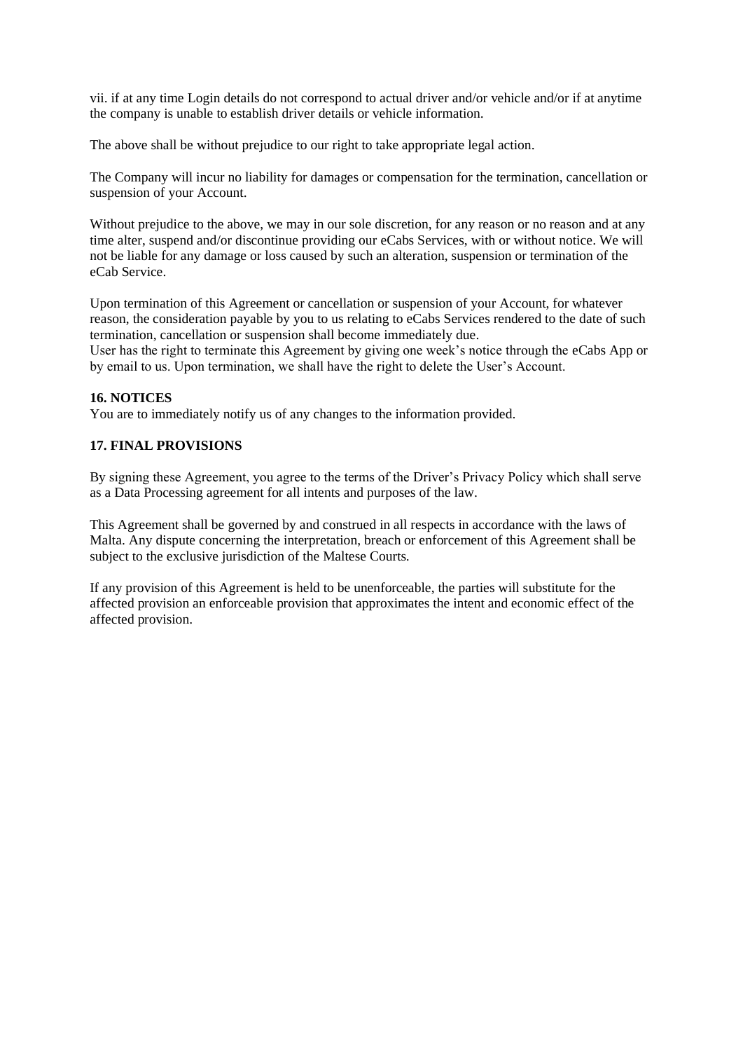vii. if at any time Login details do not correspond to actual driver and/or vehicle and/or if at anytime the company is unable to establish driver details or vehicle information.

The above shall be without prejudice to our right to take appropriate legal action.

The Company will incur no liability for damages or compensation for the termination, cancellation or suspension of your Account.

Without prejudice to the above, we may in our sole discretion, for any reason or no reason and at any time alter, suspend and/or discontinue providing our eCabs Services, with or without notice. We will not be liable for any damage or loss caused by such an alteration, suspension or termination of the eCab Service.

Upon termination of this Agreement or cancellation or suspension of your Account, for whatever reason, the consideration payable by you to us relating to eCabs Services rendered to the date of such termination, cancellation or suspension shall become immediately due.
User has the right to terminate this Agreement by giving one week's notice through the eCabs App or by email to us. Upon termination, we shall have the right to delete the User's Account.

**16. NOTICES**
You are to immediately notify us of any changes to the information provided.

**17. FINAL PROVISIONS**

By signing these Agreement, you agree to the terms of the Driver's Privacy Policy which shall serve as a Data Processing agreement for all intents and purposes of the law.

This Agreement shall be governed by and construed in all respects in accordance with the laws of Malta. Any dispute concerning the interpretation, breach or enforcement of this Agreement shall be subject to the exclusive jurisdiction of the Maltese Courts.

If any provision of this Agreement is held to be unenforceable, the parties will substitute for the affected provision an enforceable provision that approximates the intent and economic effect of the affected provision.